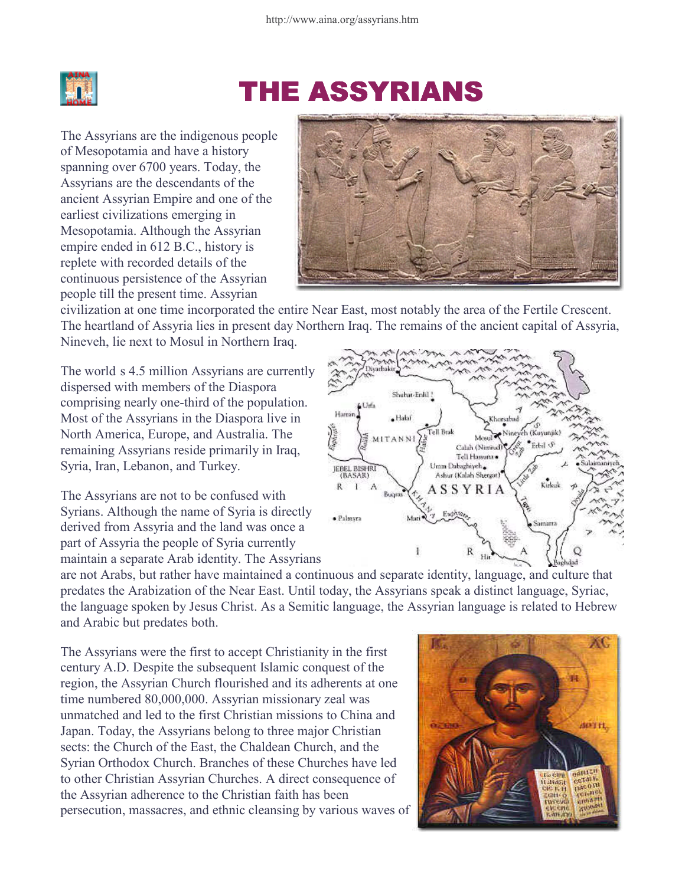# THE ASSYRIANS

The Assyrians are the indigenous people of Mesopotamia and have a history spanning over 6700 years. Today, the Assyrians are the descendants of the ancient Assyrian Empire and one of the earliest civilizations emerging in Mesopotamia. Although the Assyrian empire ended in 612 B.C., history is replete with recorded details of the continuous persistence of the Assyrian people till the present time. Assyrian civilization at one time incorporated the entire Near East, most notably the area of the Fertile Crescent. The heartland of Assyria lies in present day Northern Iraq. The remains of the ancient capital of Assyria, Nineveh, lie next to Mosul in Northern Iraq.

The world s 4.5 million Assyrians are currently dispersed with members of the Diaspora comprising nearly one-third of the population. Most of the Assyrians in the Diaspora live in North America, Europe, and Australia. The remaining Assyrians reside primarily in Iraq, Syria, Iran, Lebanon, and Turkey.

The Assyrians are not to be confused with Syrians. Although the name of Syria is directly derived from Assyria and the land was once a part of Assyria the people of Syria currently maintain a separate Arab identity. The Assyrians are not Arabs, but rather have maintained a continuous and separate identity, language, and culture that predates the Arabization of the Near East. Until today, the Assyrians speak a distinct language, Syriac, the language spoken by Jesus Christ. As a Semitic language, the Assyrian language is related to Hebrew and Arabic but predates both.

The Assyrians were the first to accept Christianity in the first century A.D. Despite the subsequent Islamic conquest of the region, the Assyrian Church flourished and its adherents at one time numbered 80,000,000. Assyrian missionary zeal was unmatched and led to the first Christian missions to China and Japan. Today, the Assyrians belong to three major Christian sects: the Church of the East, the Chaldean Church, and the Syrian Orthodox Church. Branches of these Churches have led to other Christian Assyrian Churches. A direct consequence of the Assyrian adherence to the Christian faith has been persecution, massacres, and ethnic cleansing by various waves of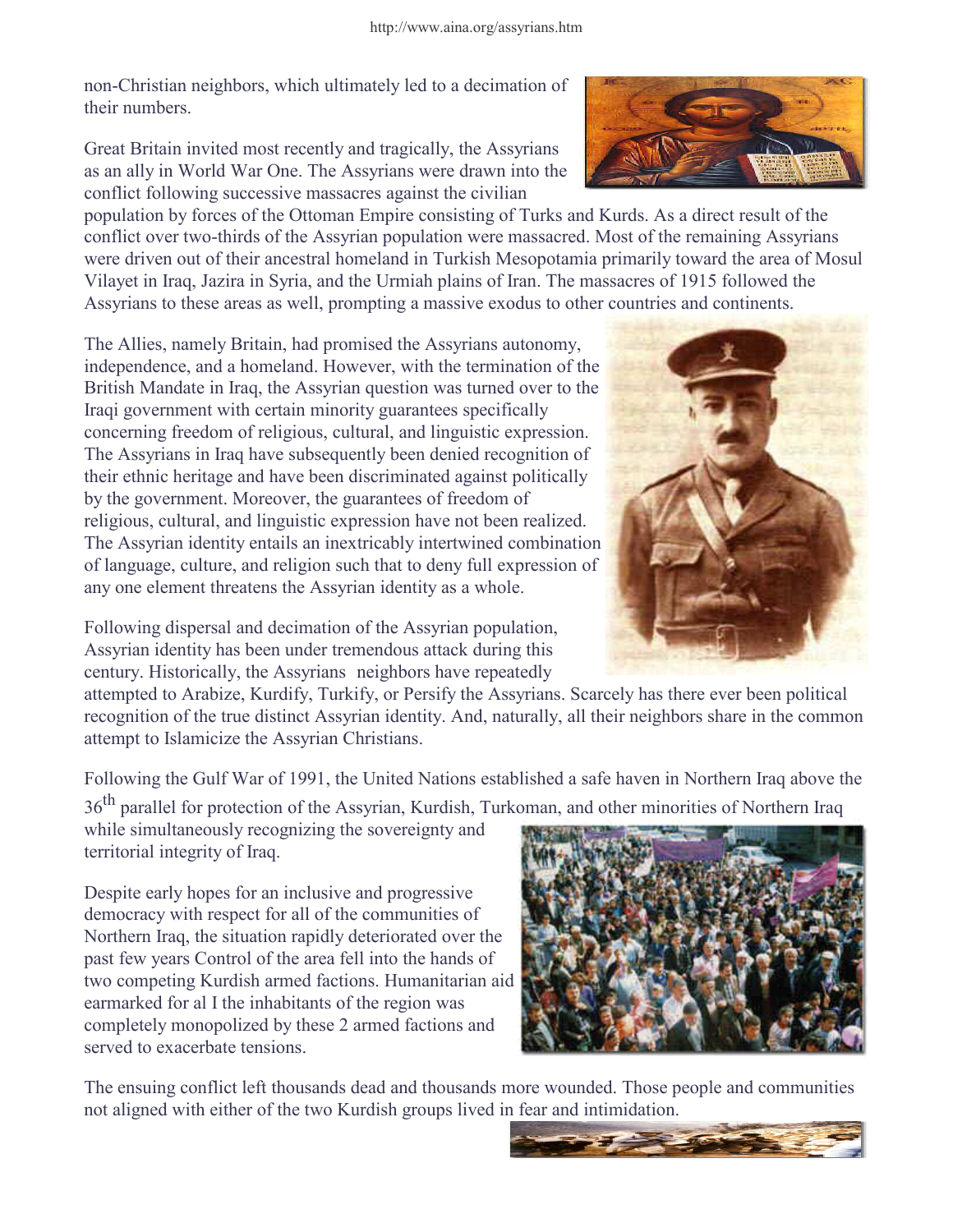non-Christian neighbors, which ultimately led to a decimation of their numbers.

Great Britain invited most recently and tragically, the Assyrians as an ally in World War One. The Assyrians were drawn into the conflict following successive massacres against the civilian population by forces of the Ottoman Empire consisting of Turks and Kurds. As a direct result of the conflict over two-thirds of the Assyrian population were massacred. Most of the remaining Assyrians were driven out of their ancestral homeland in Turkish Mesopotamia primarily toward the area of Mosul Vilayet in Iraq, Jazira in Syria, and the Urmiah plains of Iran. The massacres of 1915 followed the Assyrians to these areas as well, prompting a massive exodus to other countries and continents.

The Allies, namely Britain, had promised the Assyrians autonomy, independence, and a homeland. However, with the termination of the British Mandate in Iraq, the Assyrian question was turned over to the Iraqi government with certain minority guarantees specifically concerning freedom of religious, cultural, and linguistic expression. The Assyrians in Iraq have subsequently been denied recognition of their ethnic heritage and have been discriminated against politically by the government. Moreover, the guarantees of freedom of religious, cultural, and linguistic expression have not been realized. The Assyrian identity entails an inextricably intertwined combination of language, culture, and religion such that to deny full expression of any one element threatens the Assyrian identity as a whole.

Following dispersal and decimation of the Assyrian population, Assyrian identity has been under tremendous attack during this century. Historically, the Assyrians neighbors have repeatedly attempted to Arabize, Kurdify, Turkify, or Persify the Assyrians. Scarcely has there ever been political recognition of the true distinct Assyrian identity. And, naturally, all their neighbors share in the common attempt to Islamicize the Assyrian Christians.

Following the Gulf War of 1991, the United Nations established a safe haven in Northern Iraq above the 36th parallel for protection of the Assyrian, Kurdish, Turkoman, and other minorities of Northern Iraq while simultaneously recognizing the sovereignty and territorial integrity of Iraq.

Despite early hopes for an inclusive and progressive democracy with respect for all of the communities of Northern Iraq, the situation rapidly deteriorated over the past few years Control of the area fell into the hands of two competing Kurdish armed factions. Humanitarian aid earmarked for al I the inhabitants of the region was completely monopolized by these 2 armed factions and served to exacerbate tensions.

The ensuing conflict left thousands dead and thousands more wounded. Those people and communities not aligned with either of the two Kurdish groups lived in fear and intimidation.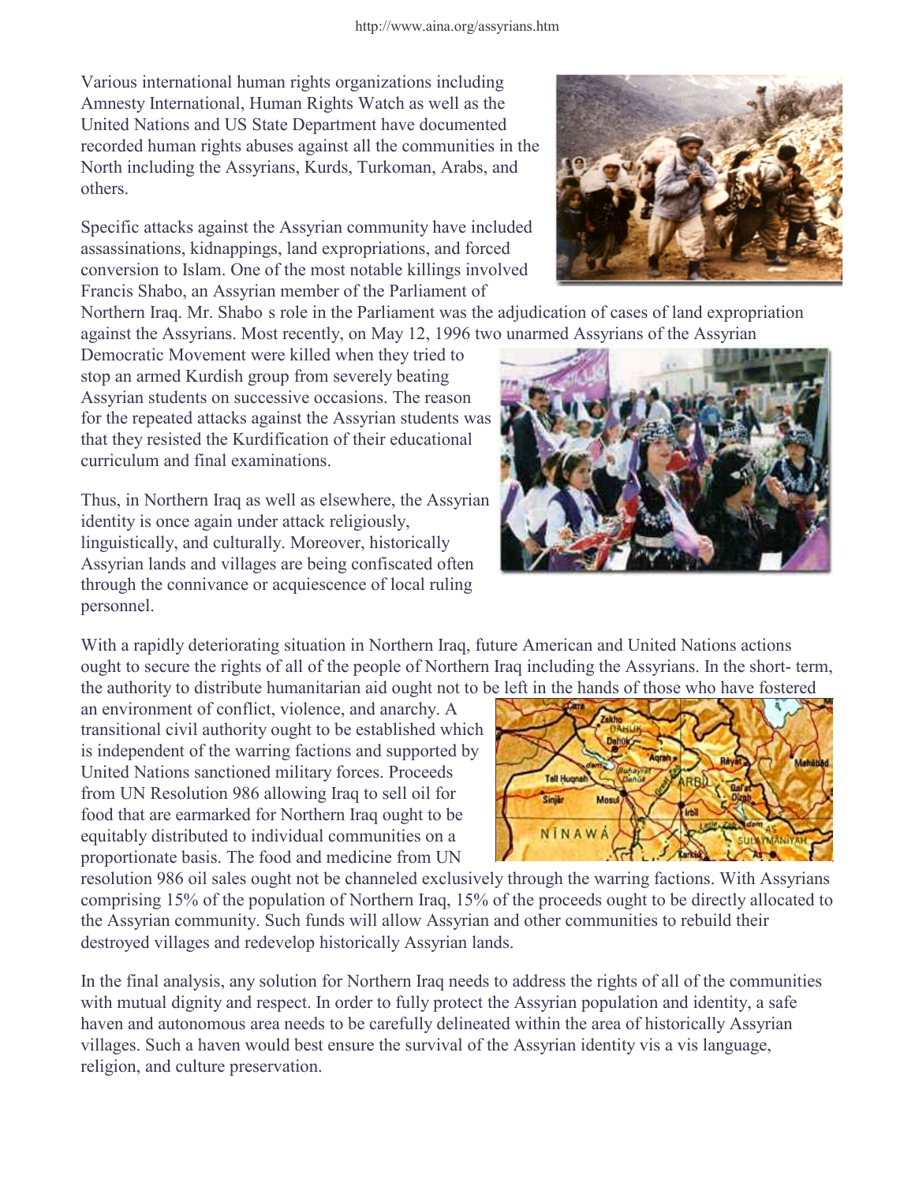Various international human rights organizations including Amnesty International, Human Rights Watch as well as the United Nations and US State Department have documented recorded human rights abuses against all the communities in the North including the Assyrians, Kurds, Turkoman, Arabs, and others.

Specific attacks against the Assyrian community have included assassinations, kidnappings, land expropriations, and forced conversion to Islam. One of the most notable killings involved Francis Shabo, an Assyrian member of the Parliament of Northern Iraq. Mr. Shabo s role in the Parliament was the adjudication of cases of land expropriation against the Assyrians. Most recently, on May 12, 1996 two unarmed Assyrians of the Assyrian Democratic Movement were killed when they tried to stop an armed Kurdish group from severely beating Assyrian students on successive occasions. The reason for the repeated attacks against the Assyrian students was that they resisted the Kurdification of their educational curriculum and final examinations.

Thus, in Northern Iraq as well as elsewhere, the Assyrian identity is once again under attack religiously, linguistically, and culturally. Moreover, historically Assyrian lands and villages are being confiscated often through the connivance or acquiescence of local ruling personnel.

With a rapidly deteriorating situation in Northern Iraq, future American and United Nations actions ought to secure the rights of all of the people of Northern Iraq including the Assyrians. In the short- term, the authority to distribute humanitarian aid ought not to be left in the hands of those who have fostered an environment of conflict, violence, and anarchy. A transitional civil authority ought to be established which is independent of the warring factions and supported by United Nations sanctioned military forces. Proceeds from UN Resolution 986 allowing Iraq to sell oil for food that are earmarked for Northern Iraq ought to be equitably distributed to individual communities on a proportionate basis. The food and medicine from UN resolution 986 oil sales ought not be channeled exclusively through the warring factions. With Assyrians comprising 15% of the population of Northern Iraq, 15% of the proceeds ought to be directly allocated to the Assyrian community. Such funds will allow Assyrian and other communities to rebuild their destroyed villages and redevelop historically Assyrian lands.

In the final analysis, any solution for Northern Iraq needs to address the rights of all of the communities with mutual dignity and respect. In order to fully protect the Assyrian population and identity, a safe haven and autonomous area needs to be carefully delineated within the area of historically Assyrian villages. Such a haven would best ensure the survival of the Assyrian identity vis a vis language, religion, and culture preservation.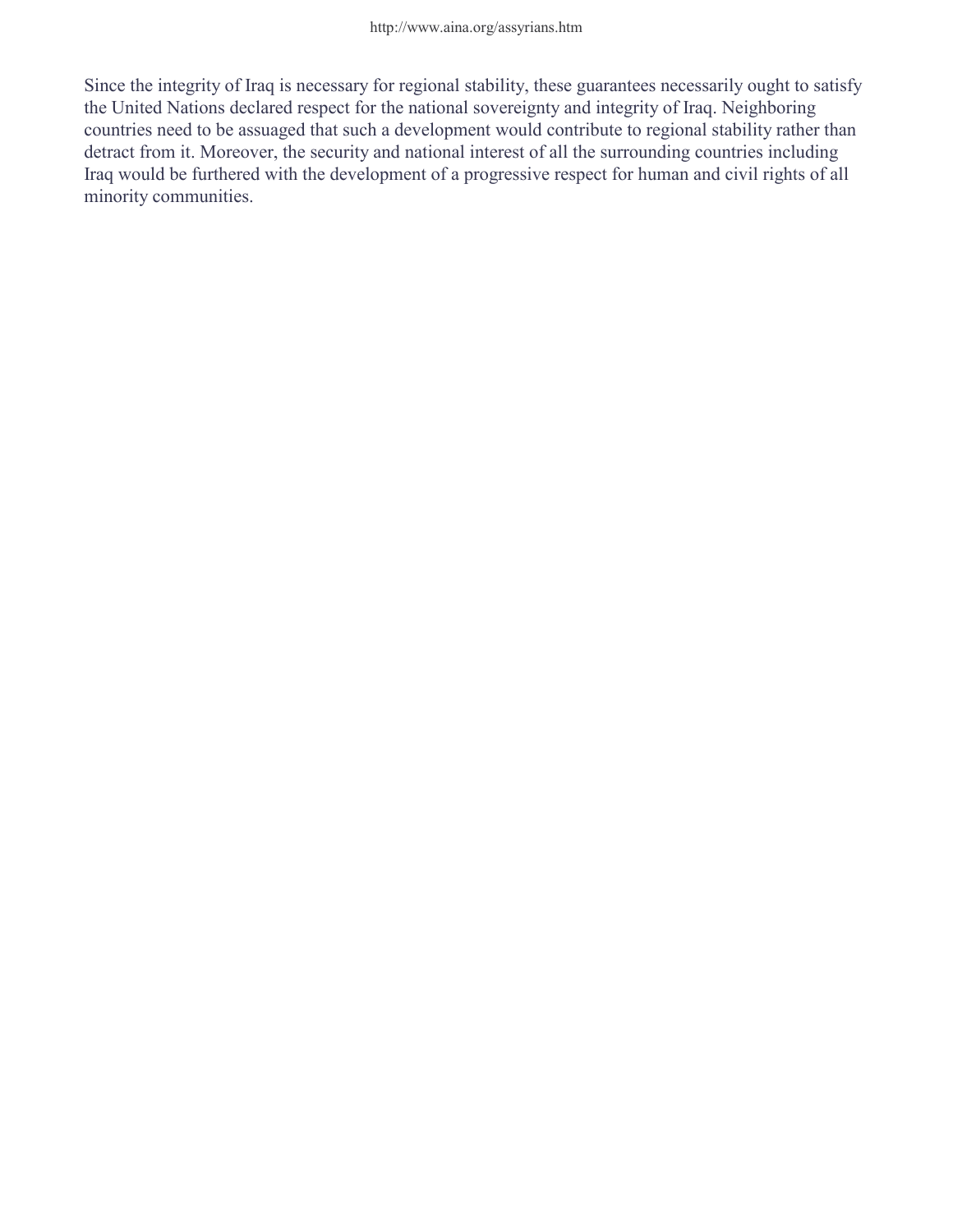Since the integrity of Iraq is necessary for regional stability, these guarantees necessarily ought to satisfy the United Nations declared respect for the national sovereignty and integrity of Iraq. Neighboring countries need to be assuaged that such a development would contribute to regional stability rather than detract from it. Moreover, the security and national interest of all the surrounding countries including Iraq would be furthered with the development of a progressive respect for human and civil rights of all minority communities.